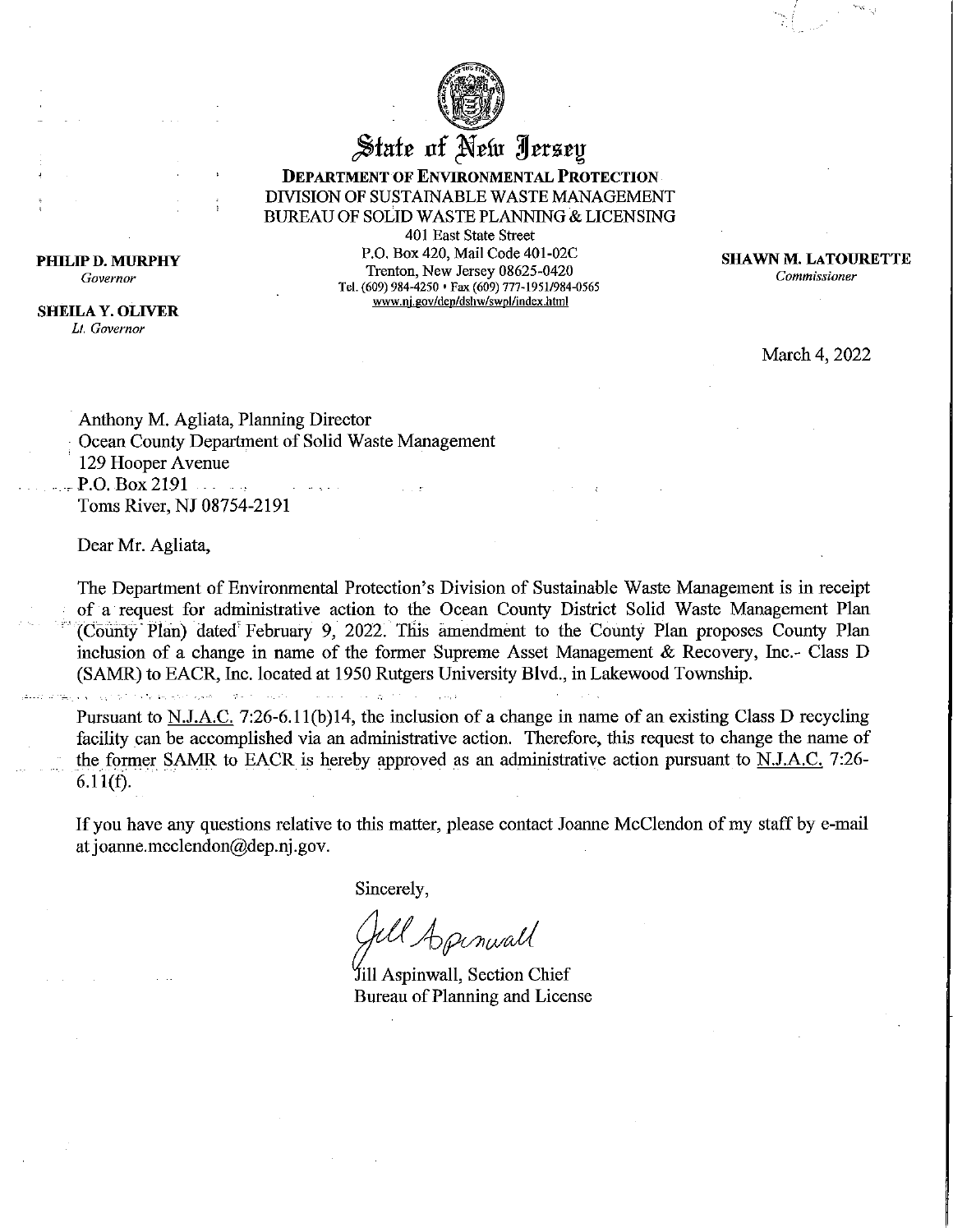# State of New Jersey

**DEPARTMENT OF ENVIRONMENTAL PROTECTION**
DIVISION OF SUSTAINABLE WASTE MANAGEMENT
BUREAU OF SOLID WASTE PLANNING & LICENSING
401 East State Street
P.O. Box 420, Mail Code 401-02C
Trenton, New Jersey 08625-0420
Tel. (609) 984-4250 • Fax (609) 777-1951/984-0565
www.nj.gov/dep/dshw/swpl/index.html

**PHILIP D. MURPHY**
*Governor*

**SHEILA Y. OLIVER**
*Lt. Governor*

**SHAWN M. LATOURETTE**
*Commissioner*

March 4, 2022

Anthony M. Agliata, Planning Director
Ocean County Department of Solid Waste Management
129 Hooper Avenue
P.O. Box 2191
Toms River, NJ 08754-2191

Dear Mr. Agliata,

The Department of Environmental Protection's Division of Sustainable Waste Management is in receipt of a request for administrative action to the Ocean County District Solid Waste Management Plan (County Plan) dated February 9, 2022. This amendment to the County Plan proposes County Plan inclusion of a change in name of the former Supreme Asset Management & Recovery, Inc.- Class D (SAMR) to EACR, Inc. located at 1950 Rutgers University Blvd., in Lakewood Township.

Pursuant to N.J.A.C. 7:26-6.11(b)14, the inclusion of a change in name of an existing Class D recycling facility can be accomplished via an administrative action. Therefore, this request to change the name of the former SAMR to EACR is hereby approved as an administrative action pursuant to N.J.A.C. 7:26-6.11(f).

If you have any questions relative to this matter, please contact Joanne McClendon of my staff by e-mail at joanne.mcclendon@dep.nj.gov.

Sincerely,

Jill Aspinwall

Jill Aspinwall, Section Chief
Bureau of Planning and License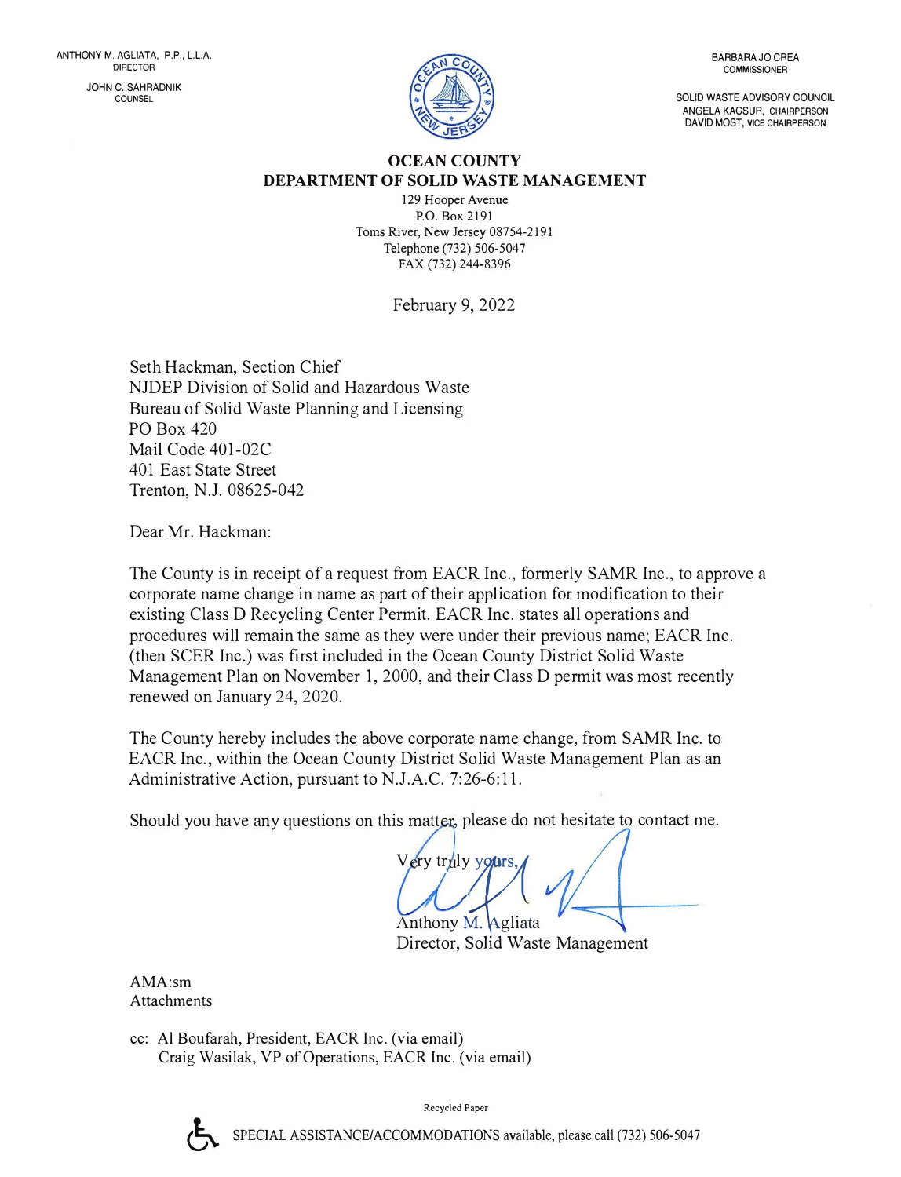ANTHONY M. AGLIATA, P.P., L.L.A.
DIRECTOR

JOHN C. SAHRADNIK
COUNSEL

BARBARA JO CREA
COMMISSIONER

SOLID WASTE ADVISORY COUNCIL
ANGELA KACSUR, CHAIRPERSON
DAVID MOST, VICE CHAIRPERSON

# OCEAN COUNTY
## DEPARTMENT OF SOLID WASTE MANAGEMENT

129 Hooper Avenue
P.O. Box 2191
Toms River, New Jersey 08754-2191
Telephone (732) 506-5047
FAX (732) 244-8396

February 9, 2022

Seth Hackman, Section Chief
NJDEP Division of Solid and Hazardous Waste
Bureau of Solid Waste Planning and Licensing
PO Box 420
Mail Code 401-02C
401 East State Street
Trenton, N.J. 08625-042

Dear Mr. Hackman:

The County is in receipt of a request from EACR Inc., formerly SAMR Inc., to approve a corporate name change in name as part of their application for modification to their existing Class D Recycling Center Permit. EACR Inc. states all operations and procedures will remain the same as they were under their previous name; EACR Inc. (then SCER Inc.) was first included in the Ocean County District Solid Waste Management Plan on November 1, 2000, and their Class D permit was most recently renewed on January 24, 2020.

The County hereby includes the above corporate name change, from SAMR Inc. to EACR Inc., within the Ocean County District Solid Waste Management Plan as an Administrative Action, pursuant to N.J.A.C. 7:26-6:11.

Should you have any questions on this matter, please do not hesitate to contact me.

Very truly yours,

Anthony M. Agliata
Director, Solid Waste Management

AMA:sm
Attachments

cc: Al Boufarah, President, EACR Inc. (via email)
Craig Wasilak, VP of Operations, EACR Inc. (via email)

Recycled Paper

SPECIAL ASSISTANCE/ACCOMMODATIONS available, please call (732) 506-5047